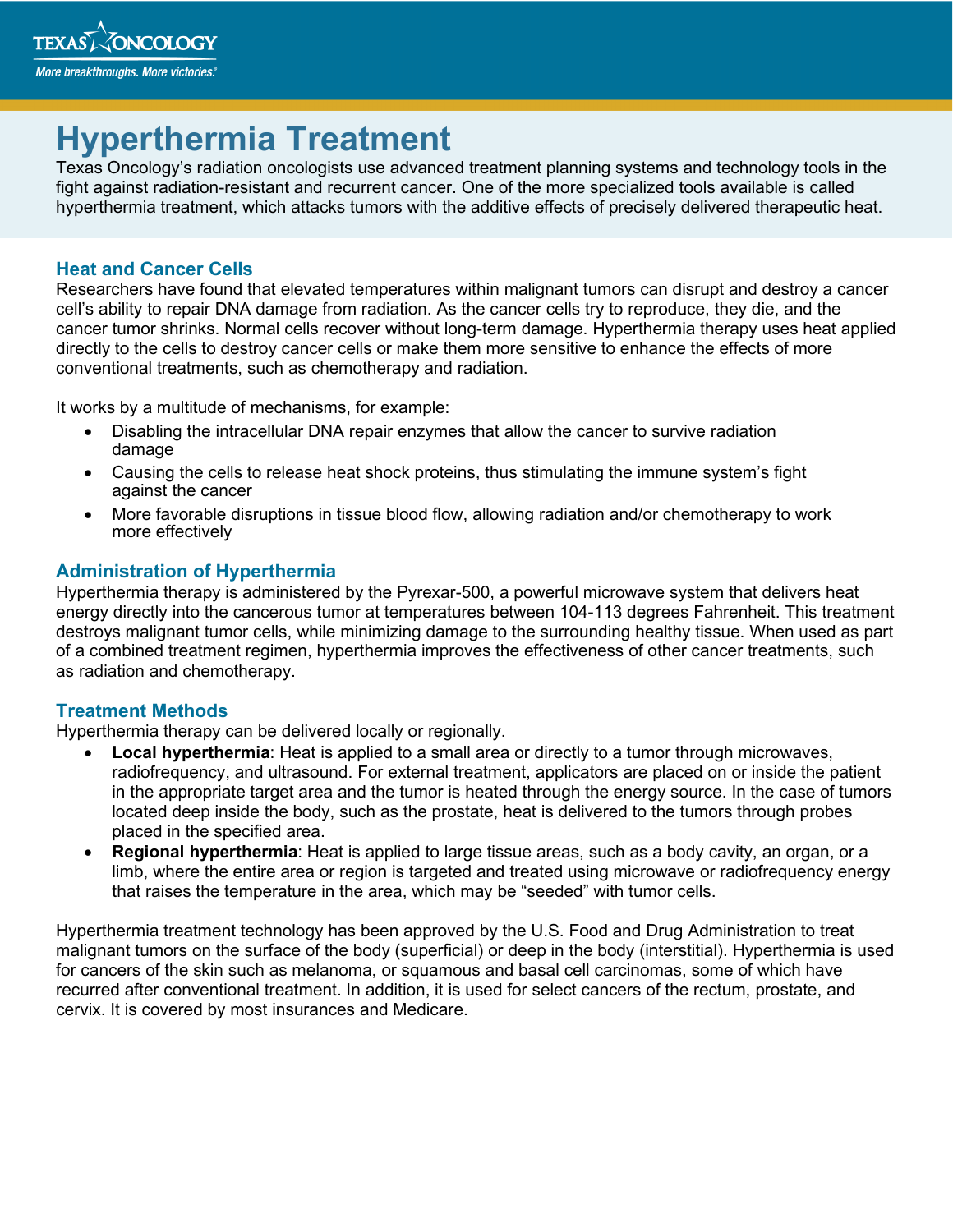# Hyperthermia Treatment

Texas Oncology's radiation oncologists use advanced treatment planning systems and technology tools in the fight against radiation-resistant and recurrent cancer. One of the more specialized tools available is called hyperthermia treatment, which attacks tumors with the additive effects of precisely delivered therapeutic heat.

## Heat and Cancer Cells

Researchers have found that elevated temperatures within malignant tumors can disrupt and destroy a cancer cell's ability to repair DNA damage from radiation. As the cancer cells try to reproduce, they die, and the cancer tumor shrinks. Normal cells recover without long-term damage. Hyperthermia therapy uses heat applied directly to the cells to destroy cancer cells or make them more sensitive to enhance the effects of more conventional treatments, such as chemotherapy and radiation.

It works by a multitude of mechanisms, for example:

- Disabling the intracellular DNA repair enzymes that allow the cancer to survive radiation damage
- Causing the cells to release heat shock proteins, thus stimulating the immune system's fight against the cancer
- More favorable disruptions in tissue blood flow, allowing radiation and/or chemotherapy to work more effectively

## Administration of Hyperthermia

Hyperthermia therapy is administered by the Pyrexar-500, a powerful microwave system that delivers heat energy directly into the cancerous tumor at temperatures between 104-113 degrees Fahrenheit. This treatment destroys malignant tumor cells, while minimizing damage to the surrounding healthy tissue. When used as part of a combined treatment regimen, hyperthermia improves the effectiveness of other cancer treatments, such as radiation and chemotherapy.

## Treatment Methods

Hyperthermia therapy can be delivered locally or regionally.

- **Local hyperthermia**: Heat is applied to a small area or directly to a tumor through microwaves, radiofrequency, and ultrasound. For external treatment, applicators are placed on or inside the patient in the appropriate target area and the tumor is heated through the energy source. In the case of tumors located deep inside the body, such as the prostate, heat is delivered to the tumors through probes placed in the specified area.
- **Regional hyperthermia**: Heat is applied to large tissue areas, such as a body cavity, an organ, or a limb, where the entire area or region is targeted and treated using microwave or radiofrequency energy that raises the temperature in the area, which may be "seeded" with tumor cells.

Hyperthermia treatment technology has been approved by the U.S. Food and Drug Administration to treat malignant tumors on the surface of the body (superficial) or deep in the body (interstitial). Hyperthermia is used for cancers of the skin such as melanoma, or squamous and basal cell carcinomas, some of which have recurred after conventional treatment. In addition, it is used for select cancers of the rectum, prostate, and cervix. It is covered by most insurances and Medicare.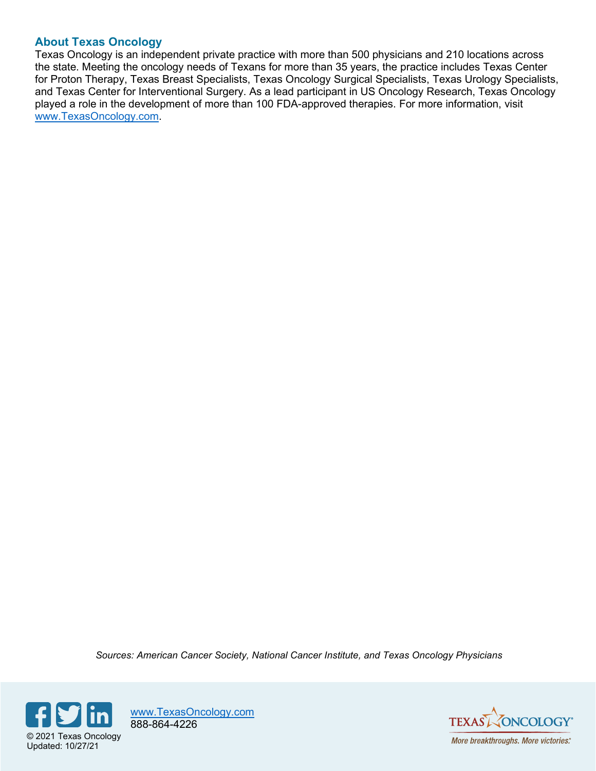## About Texas Oncology

Texas Oncology is an independent private practice with more than 500 physicians and 210 locations across the state. Meeting the oncology needs of Texans for more than 35 years, the practice includes Texas Center for Proton Therapy, Texas Breast Specialists, Texas Oncology Surgical Specialists, Texas Urology Specialists, and Texas Center for Interventional Surgery. As a lead participant in US Oncology Research, Texas Oncology played a role in the development of more than 100 FDA-approved therapies. For more information, visit www.TexasOncology.com.

*Sources: American Cancer Society, National Cancer Institute, and Texas Oncology Physicians*

www.TexasOncology.com
888-864-4226

© 2021 Texas Oncology
Updated: 10/27/21

TEXAS ONCOLOGY
*More breakthroughs. More victories.*